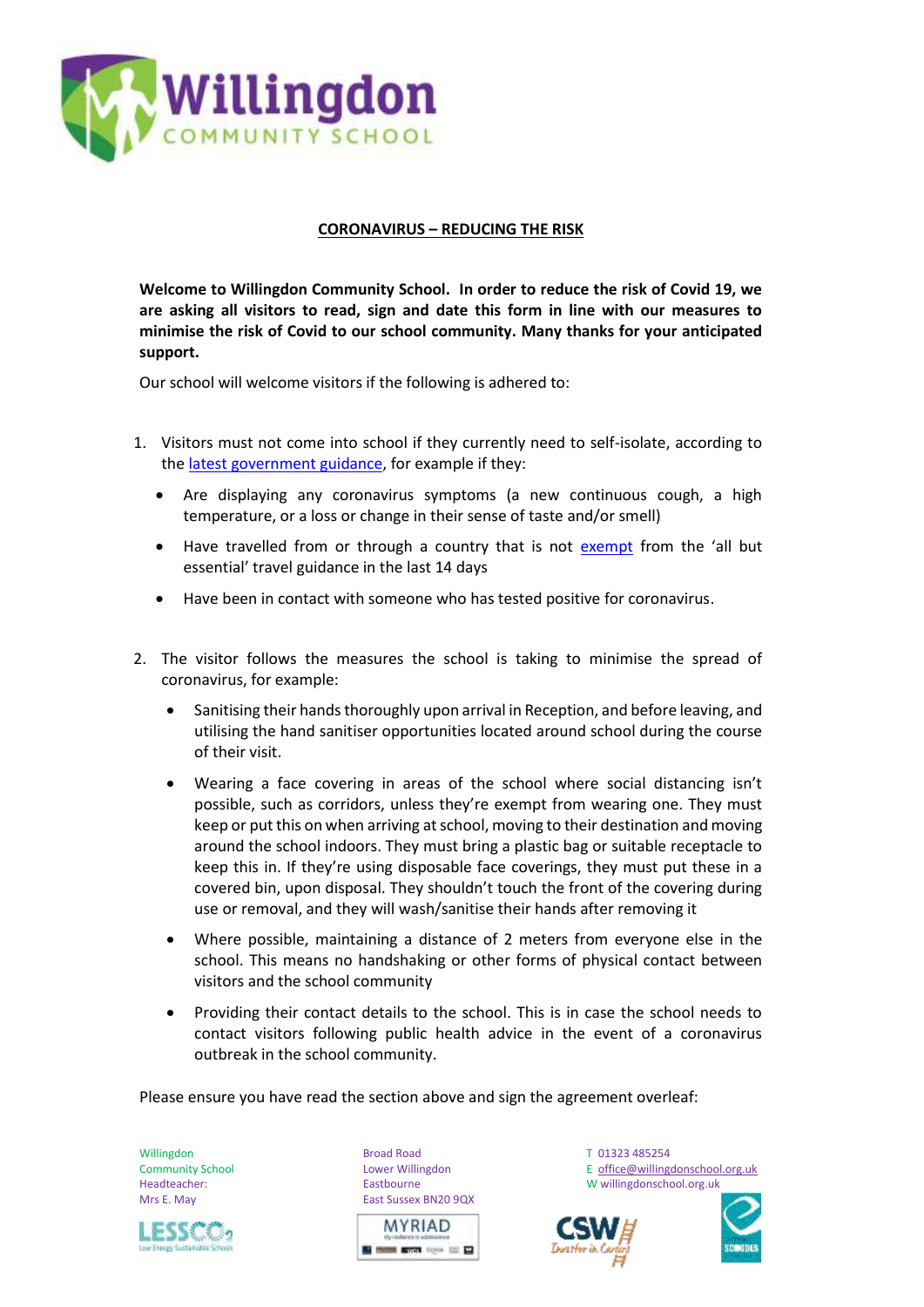# Willingdon
## COMMUNITY SCHOOL

**CORONAVIRUS – REDUCING THE RISK**

**Welcome to Willingdon Community School. In order to reduce the risk of Covid 19, we are asking all visitors to read, sign and date this form in line with our measures to minimise the risk of Covid to our school community. Many thanks for your anticipated support.**

Our school will welcome visitors if the following is adhered to:

1. Visitors must not come into school if they currently need to self-isolate, according to the latest government guidance, for example if they:
   - Are displaying any coronavirus symptoms (a new continuous cough, a high temperature, or a loss or change in their sense of taste and/or smell)
   - Have travelled from or through a country that is not exempt from the 'all but essential' travel guidance in the last 14 days
   - Have been in contact with someone who has tested positive for coronavirus.

2. The visitor follows the measures the school is taking to minimise the spread of coronavirus, for example:
   - Sanitising their hands thoroughly upon arrival in Reception, and before leaving, and utilising the hand sanitiser opportunities located around school during the course of their visit.
   - Wearing a face covering in areas of the school where social distancing isn't possible, such as corridors, unless they're exempt from wearing one. They must keep or put this on when arriving at school, moving to their destination and moving around the school indoors. They must bring a plastic bag or suitable receptacle to keep this in. If they're using disposable face coverings, they must put these in a covered bin, upon disposal. They shouldn't touch the front of the covering during use or removal, and they will wash/sanitise their hands after removing it
   - Where possible, maintaining a distance of 2 meters from everyone else in the school. This means no handshaking or other forms of physical contact between visitors and the school community
   - Providing their contact details to the school. This is in case the school needs to contact visitors following public health advice in the event of a coronavirus outbreak in the school community.

Please ensure you have read the section above and sign the agreement overleaf:

Willingdon Community School
Headteacher: Mrs E. May

Broad Road
Lower Willingdon
Eastbourne
East Sussex BN20 9QX

T 01323 485254
E office@willingdonschool.org.uk
W willingdonschool.org.uk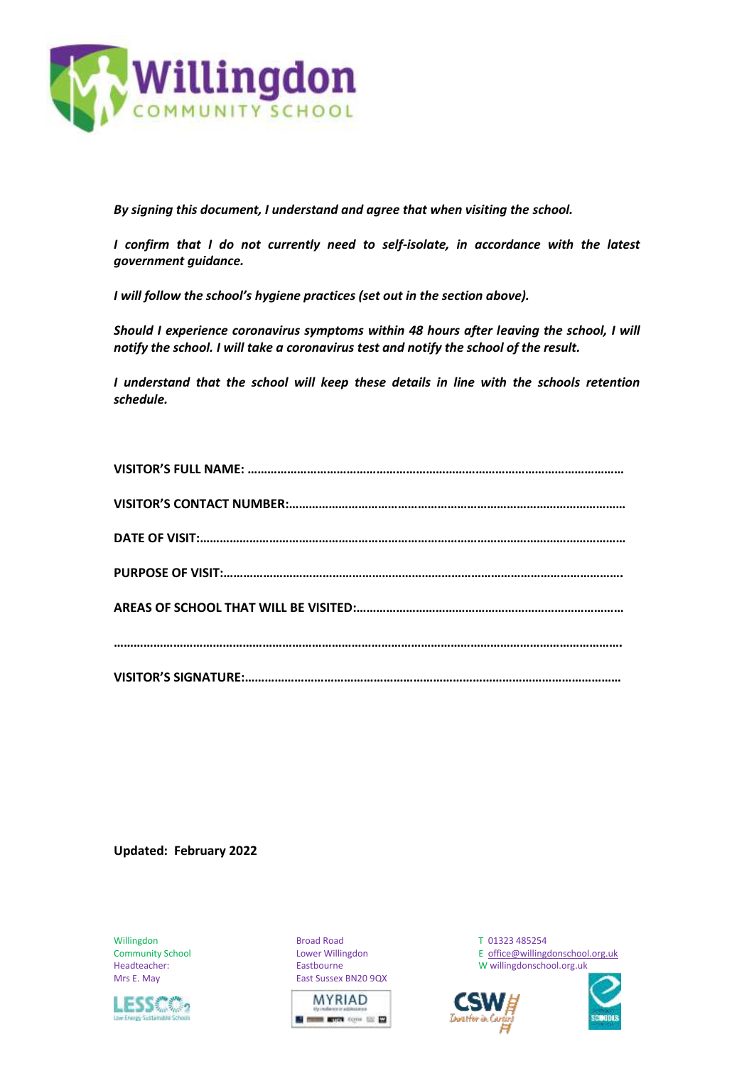***By signing this document, I understand and agree that when visiting the school.***

***I confirm that I do not currently need to self-isolate, in accordance with the latest government guidance.***

***I will follow the school's hygiene practices (set out in the section above).***

***Should I experience coronavirus symptoms within 48 hours after leaving the school, I will notify the school. I will take a coronavirus test and notify the school of the result.***

***I understand that the school will keep these details in line with the schools retention schedule.***

**VISITOR'S FULL NAME: ……………………………………………………………………………………………………**

**VISITOR'S CONTACT NUMBER:…………………………………………………………………………………………**

**DATE OF VISIT:………………………………………………………………………………………………………………**

**PURPOSE OF VISIT:…………………………………………………………………………………………………………**

**AREAS OF SCHOOL THAT WILL BE VISITED:……………………………………………………………………**

**………………………………………………………………………………………………………………………………………**

**VISITOR'S SIGNATURE:……………………………………………………………………………………………………**

**Updated: February 2022**

Willingdon Community School
Headteacher: Mrs E. May

Broad Road
Lower Willingdon
Eastbourne
East Sussex BN20 9QX

T 01323 485254
E office@willingdonschool.org.uk
W willingdonschool.org.uk